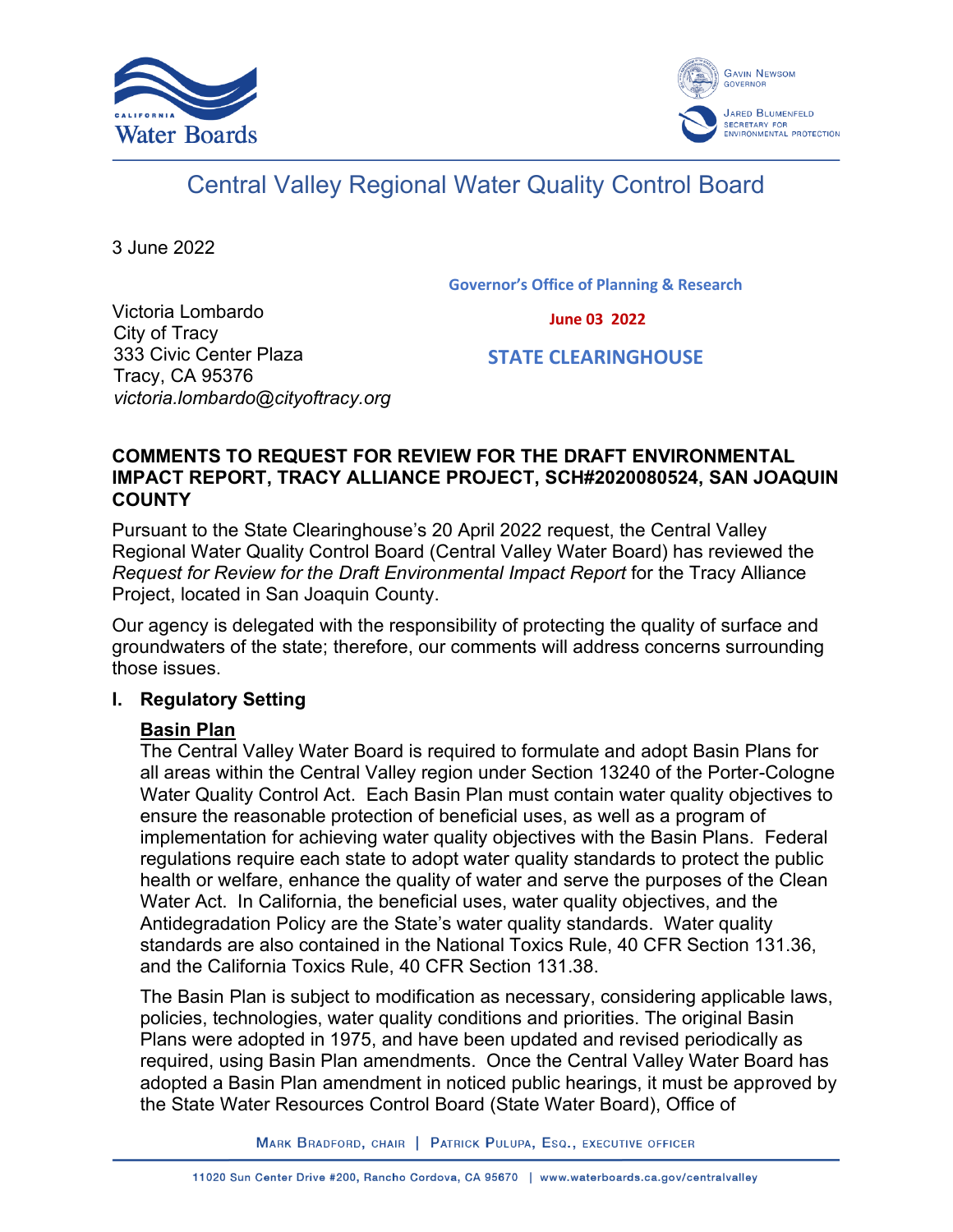# Central Valley Regional Water Quality Control Board

3 June 2022

**Governor's Office of Planning & Research**

**June 03 2022**

**STATE CLEARINGHOUSE**

Victoria Lombardo
City of Tracy
333 Civic Center Plaza
Tracy, CA 95376
*victoria.lombardo@cityoftracy.org*

**COMMENTS TO REQUEST FOR REVIEW FOR THE DRAFT ENVIRONMENTAL IMPACT REPORT, TRACY ALLIANCE PROJECT, SCH#2020080524, SAN JOAQUIN COUNTY**

Pursuant to the State Clearinghouse's 20 April 2022 request, the Central Valley Regional Water Quality Control Board (Central Valley Water Board) has reviewed the *Request for Review for the Draft Environmental Impact Report* for the Tracy Alliance Project, located in San Joaquin County.

Our agency is delegated with the responsibility of protecting the quality of surface and groundwaters of the state; therefore, our comments will address concerns surrounding those issues.

## I. Regulatory Setting

### Basin Plan

The Central Valley Water Board is required to formulate and adopt Basin Plans for all areas within the Central Valley region under Section 13240 of the Porter-Cologne Water Quality Control Act. Each Basin Plan must contain water quality objectives to ensure the reasonable protection of beneficial uses, as well as a program of implementation for achieving water quality objectives with the Basin Plans. Federal regulations require each state to adopt water quality standards to protect the public health or welfare, enhance the quality of water and serve the purposes of the Clean Water Act. In California, the beneficial uses, water quality objectives, and the Antidegradation Policy are the State's water quality standards. Water quality standards are also contained in the National Toxics Rule, 40 CFR Section 131.36, and the California Toxics Rule, 40 CFR Section 131.38.

The Basin Plan is subject to modification as necessary, considering applicable laws, policies, technologies, water quality conditions and priorities. The original Basin Plans were adopted in 1975, and have been updated and revised periodically as required, using Basin Plan amendments. Once the Central Valley Water Board has adopted a Basin Plan amendment in noticed public hearings, it must be approved by the State Water Resources Control Board (State Water Board), Office of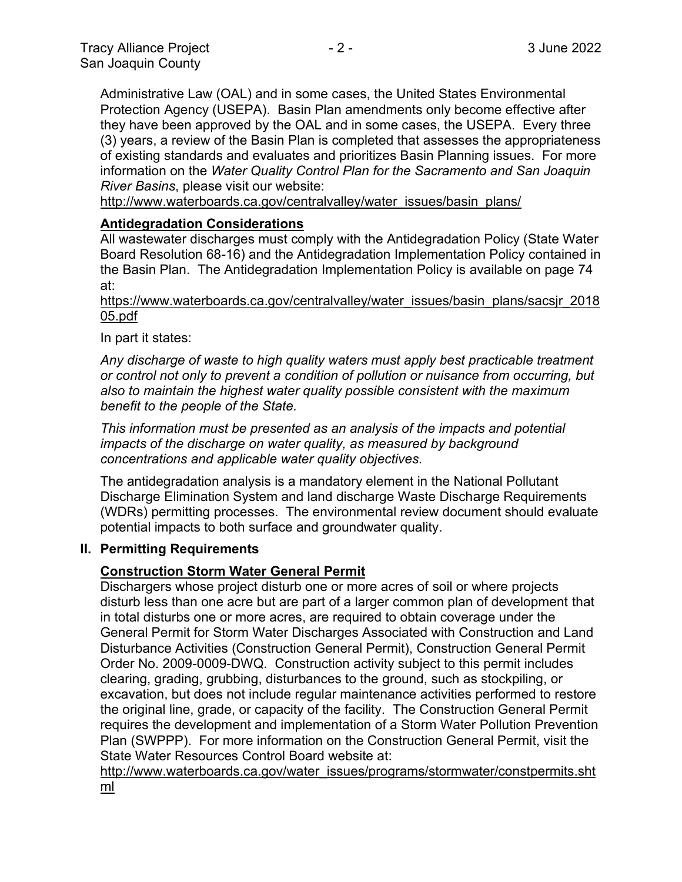Administrative Law (OAL) and in some cases, the United States Environmental Protection Agency (USEPA). Basin Plan amendments only become effective after they have been approved by the OAL and in some cases, the USEPA. Every three (3) years, a review of the Basin Plan is completed that assesses the appropriateness of existing standards and evaluates and prioritizes Basin Planning issues. For more information on the *Water Quality Control Plan for the Sacramento and San Joaquin River Basins*, please visit our website:
http://www.waterboards.ca.gov/centralvalley/water_issues/basin_plans/

**Antidegradation Considerations**

All wastewater discharges must comply with the Antidegradation Policy (State Water Board Resolution 68-16) and the Antidegradation Implementation Policy contained in the Basin Plan. The Antidegradation Implementation Policy is available on page 74 at:
https://www.waterboards.ca.gov/centralvalley/water_issues/basin_plans/sacsjr_201805.pdf

In part it states:

*Any discharge of waste to high quality waters must apply best practicable treatment or control not only to prevent a condition of pollution or nuisance from occurring, but also to maintain the highest water quality possible consistent with the maximum benefit to the people of the State.*

*This information must be presented as an analysis of the impacts and potential impacts of the discharge on water quality, as measured by background concentrations and applicable water quality objectives.*

The antidegradation analysis is a mandatory element in the National Pollutant Discharge Elimination System and land discharge Waste Discharge Requirements (WDRs) permitting processes. The environmental review document should evaluate potential impacts to both surface and groundwater quality.

## II. Permitting Requirements

**Construction Storm Water General Permit**

Dischargers whose project disturb one or more acres of soil or where projects disturb less than one acre but are part of a larger common plan of development that in total disturbs one or more acres, are required to obtain coverage under the General Permit for Storm Water Discharges Associated with Construction and Land Disturbance Activities (Construction General Permit), Construction General Permit Order No. 2009-0009-DWQ. Construction activity subject to this permit includes clearing, grading, grubbing, disturbances to the ground, such as stockpiling, or excavation, but does not include regular maintenance activities performed to restore the original line, grade, or capacity of the facility. The Construction General Permit requires the development and implementation of a Storm Water Pollution Prevention Plan (SWPPP). For more information on the Construction General Permit, visit the State Water Resources Control Board website at:
http://www.waterboards.ca.gov/water_issues/programs/stormwater/constpermits.shtml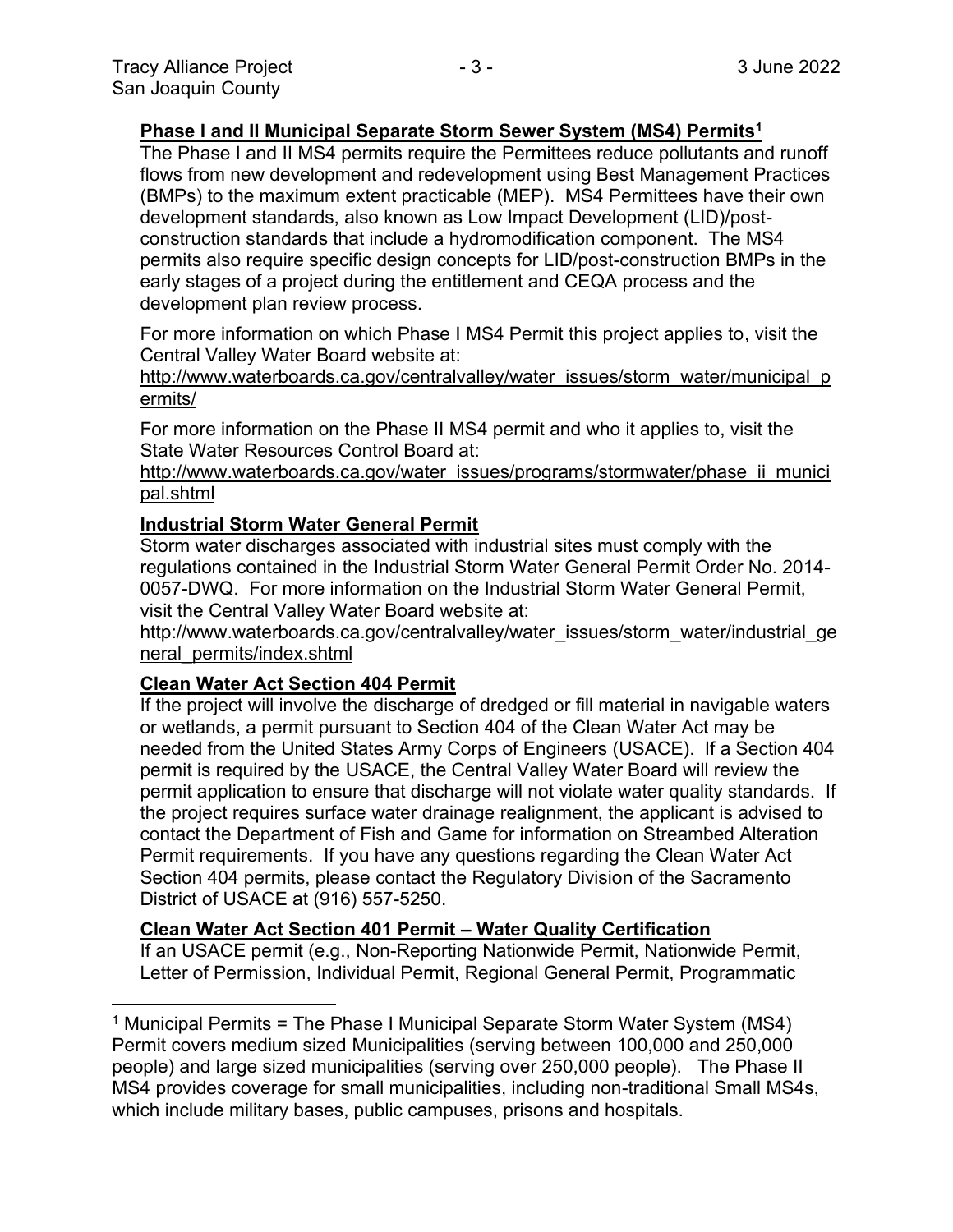**Phase I and II Municipal Separate Storm Sewer System (MS4) Permits**[1]

The Phase I and II MS4 permits require the Permittees reduce pollutants and runoff flows from new development and redevelopment using Best Management Practices (BMPs) to the maximum extent practicable (MEP). MS4 Permittees have their own development standards, also known as Low Impact Development (LID)/post-construction standards that include a hydromodification component. The MS4 permits also require specific design concepts for LID/post-construction BMPs in the early stages of a project during the entitlement and CEQA process and the development plan review process.

For more information on which Phase I MS4 Permit this project applies to, visit the Central Valley Water Board website at:
http://www.waterboards.ca.gov/centralvalley/water_issues/storm_water/municipal_permits/

For more information on the Phase II MS4 permit and who it applies to, visit the State Water Resources Control Board at:
http://www.waterboards.ca.gov/water_issues/programs/stormwater/phase_ii_municipal.shtml

**Industrial Storm Water General Permit**

Storm water discharges associated with industrial sites must comply with the regulations contained in the Industrial Storm Water General Permit Order No. 2014-0057-DWQ. For more information on the Industrial Storm Water General Permit, visit the Central Valley Water Board website at:
http://www.waterboards.ca.gov/centralvalley/water_issues/storm_water/industrial_general_permits/index.shtml

**Clean Water Act Section 404 Permit**

If the project will involve the discharge of dredged or fill material in navigable waters or wetlands, a permit pursuant to Section 404 of the Clean Water Act may be needed from the United States Army Corps of Engineers (USACE). If a Section 404 permit is required by the USACE, the Central Valley Water Board will review the permit application to ensure that discharge will not violate water quality standards. If the project requires surface water drainage realignment, the applicant is advised to contact the Department of Fish and Game for information on Streambed Alteration Permit requirements. If you have any questions regarding the Clean Water Act Section 404 permits, please contact the Regulatory Division of the Sacramento District of USACE at (916) 557-5250.

**Clean Water Act Section 401 Permit – Water Quality Certification**

If an USACE permit (e.g., Non-Reporting Nationwide Permit, Nationwide Permit, Letter of Permission, Individual Permit, Regional General Permit, Programmatic

[1] Municipal Permits = The Phase I Municipal Separate Storm Water System (MS4) Permit covers medium sized Municipalities (serving between 100,000 and 250,000 people) and large sized municipalities (serving over 250,000 people). The Phase II MS4 provides coverage for small municipalities, including non-traditional Small MS4s, which include military bases, public campuses, prisons and hospitals.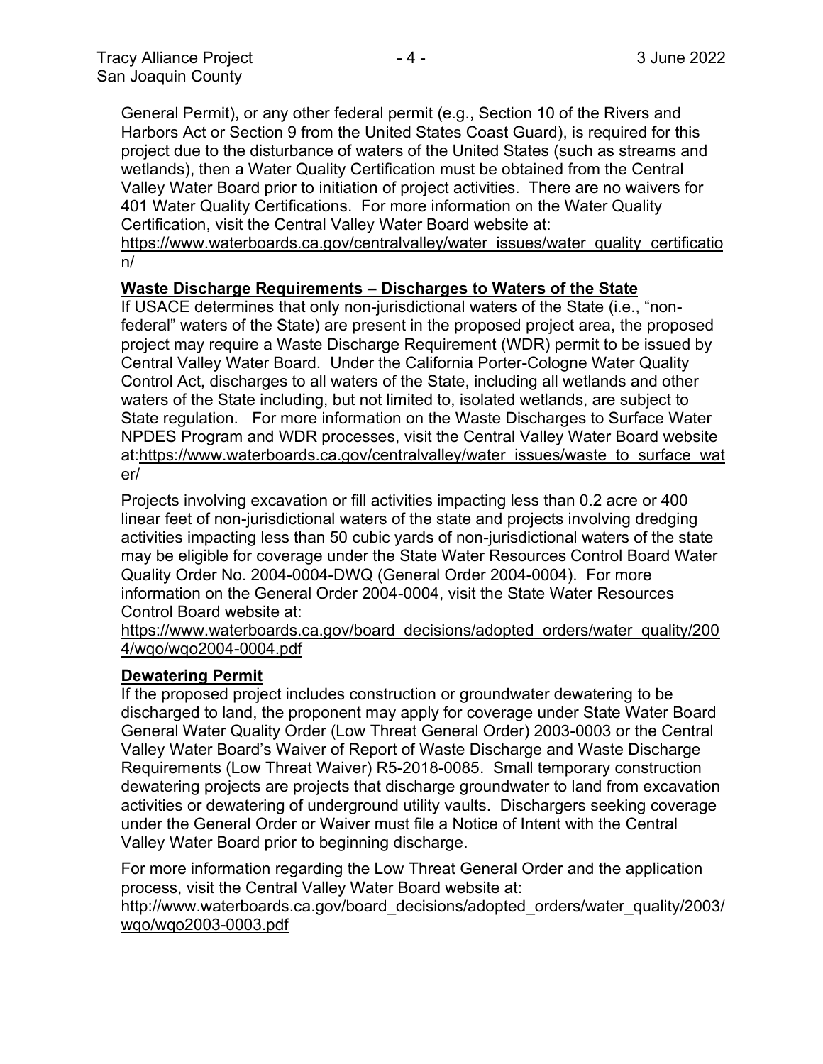General Permit), or any other federal permit (e.g., Section 10 of the Rivers and Harbors Act or Section 9 from the United States Coast Guard), is required for this project due to the disturbance of waters of the United States (such as streams and wetlands), then a Water Quality Certification must be obtained from the Central Valley Water Board prior to initiation of project activities. There are no waivers for 401 Water Quality Certifications. For more information on the Water Quality Certification, visit the Central Valley Water Board website at: https://www.waterboards.ca.gov/centralvalley/water_issues/water_quality_certification/

**Waste Discharge Requirements – Discharges to Waters of the State**

If USACE determines that only non-jurisdictional waters of the State (i.e., "non-federal" waters of the State) are present in the proposed project area, the proposed project may require a Waste Discharge Requirement (WDR) permit to be issued by Central Valley Water Board. Under the California Porter-Cologne Water Quality Control Act, discharges to all waters of the State, including all wetlands and other waters of the State including, but not limited to, isolated wetlands, are subject to State regulation. For more information on the Waste Discharges to Surface Water NPDES Program and WDR processes, visit the Central Valley Water Board website at:https://www.waterboards.ca.gov/centralvalley/water_issues/waste_to_surface_water/

Projects involving excavation or fill activities impacting less than 0.2 acre or 400 linear feet of non-jurisdictional waters of the state and projects involving dredging activities impacting less than 50 cubic yards of non-jurisdictional waters of the state may be eligible for coverage under the State Water Resources Control Board Water Quality Order No. 2004-0004-DWQ (General Order 2004-0004). For more information on the General Order 2004-0004, visit the State Water Resources Control Board website at:
https://www.waterboards.ca.gov/board_decisions/adopted_orders/water_quality/2004/wqo/wqo2004-0004.pdf

**Dewatering Permit**

If the proposed project includes construction or groundwater dewatering to be discharged to land, the proponent may apply for coverage under State Water Board General Water Quality Order (Low Threat General Order) 2003-0003 or the Central Valley Water Board's Waiver of Report of Waste Discharge and Waste Discharge Requirements (Low Threat Waiver) R5-2018-0085. Small temporary construction dewatering projects are projects that discharge groundwater to land from excavation activities or dewatering of underground utility vaults. Dischargers seeking coverage under the General Order or Waiver must file a Notice of Intent with the Central Valley Water Board prior to beginning discharge.

For more information regarding the Low Threat General Order and the application process, visit the Central Valley Water Board website at:
http://www.waterboards.ca.gov/board_decisions/adopted_orders/water_quality/2003/wqo/wqo2003-0003.pdf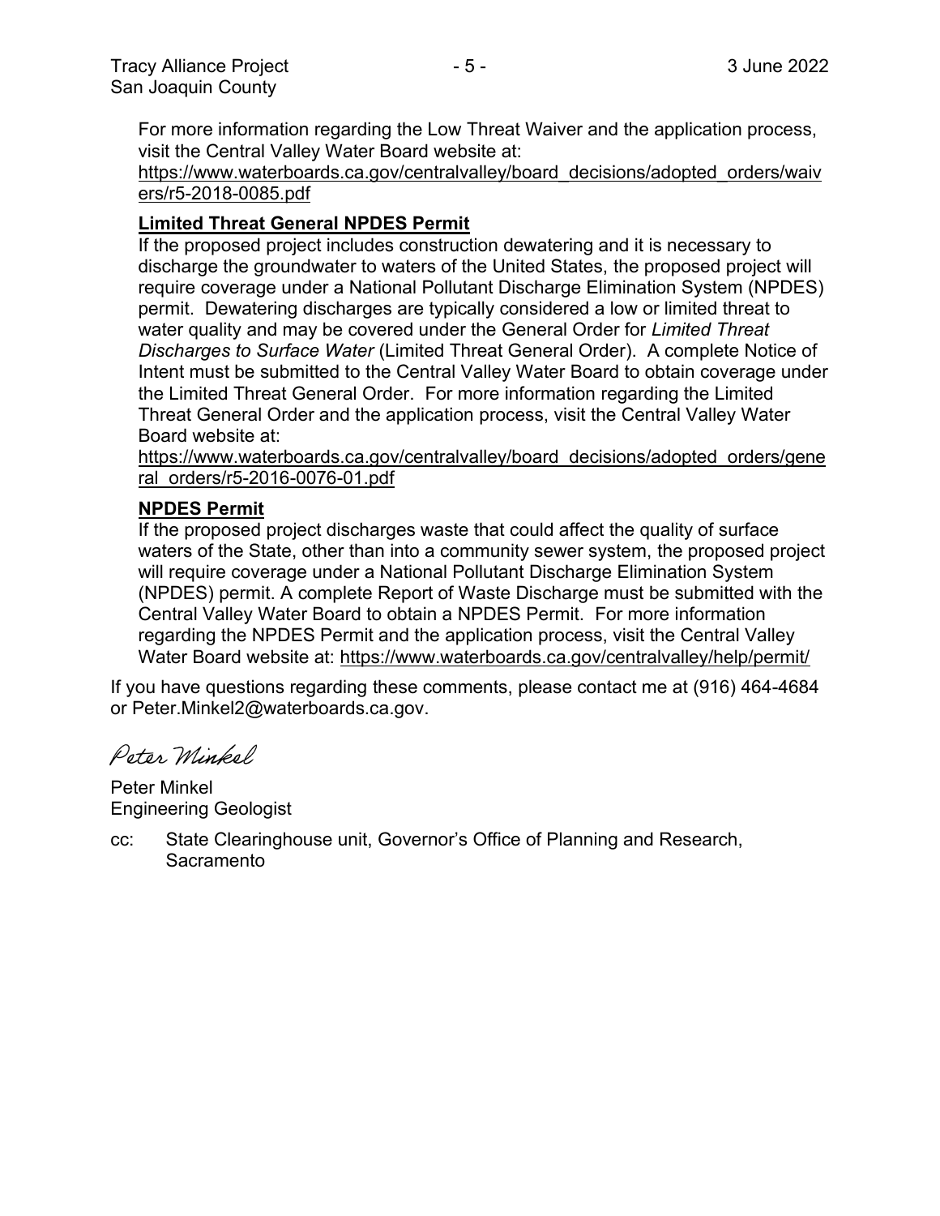For more information regarding the Low Threat Waiver and the application process, visit the Central Valley Water Board website at:
https://www.waterboards.ca.gov/centralvalley/board_decisions/adopted_orders/waivers/r5-2018-0085.pdf

**Limited Threat General NPDES Permit**

If the proposed project includes construction dewatering and it is necessary to discharge the groundwater to waters of the United States, the proposed project will require coverage under a National Pollutant Discharge Elimination System (NPDES) permit. Dewatering discharges are typically considered a low or limited threat to water quality and may be covered under the General Order for *Limited Threat Discharges to Surface Water* (Limited Threat General Order). A complete Notice of Intent must be submitted to the Central Valley Water Board to obtain coverage under the Limited Threat General Order. For more information regarding the Limited Threat General Order and the application process, visit the Central Valley Water Board website at:
https://www.waterboards.ca.gov/centralvalley/board_decisions/adopted_orders/general_orders/r5-2016-0076-01.pdf

**NPDES Permit**

If the proposed project discharges waste that could affect the quality of surface waters of the State, other than into a community sewer system, the proposed project will require coverage under a National Pollutant Discharge Elimination System (NPDES) permit. A complete Report of Waste Discharge must be submitted with the Central Valley Water Board to obtain a NPDES Permit. For more information regarding the NPDES Permit and the application process, visit the Central Valley Water Board website at: https://www.waterboards.ca.gov/centralvalley/help/permit/

If you have questions regarding these comments, please contact me at (916) 464-4684 or Peter.Minkel2@waterboards.ca.gov.

*Peter Minkel*

Peter Minkel
Engineering Geologist

cc: State Clearinghouse unit, Governor's Office of Planning and Research, Sacramento